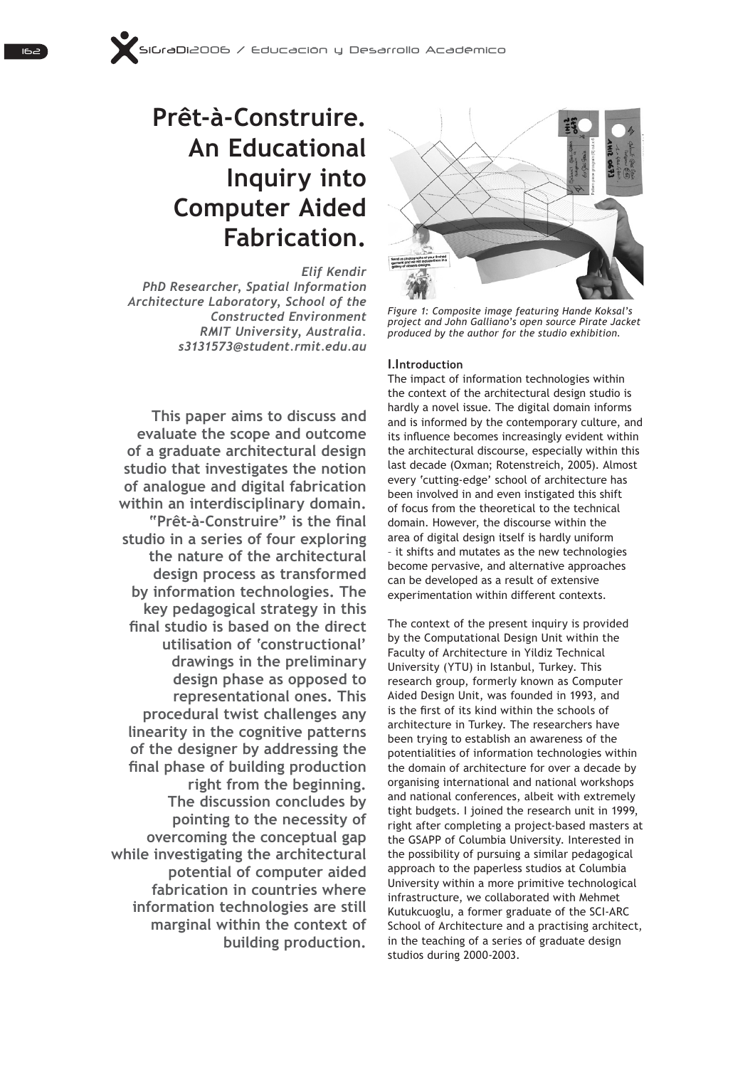# Prêt-à-Construire. An Educational Inquiry into Computer Aided Fabrication.

*Elif Kendir*
*PhD Researcher, Spatial Information Architecture Laboratory, School of the Constructed Environment*
*RMIT University, Australia.*
*s3131573@student.rmit.edu.au*

**This paper aims to discuss and evaluate the scope and outcome of a graduate architectural design studio that investigates the notion of analogue and digital fabrication within an interdisciplinary domain. "Prêt-à-Construire" is the final studio in a series of four exploring the nature of the architectural design process as transformed by information technologies. The key pedagogical strategy in this final studio is based on the direct utilisation of 'constructional' drawings in the preliminary design phase as opposed to representational ones. This procedural twist challenges any linearity in the cognitive patterns of the designer by addressing the final phase of building production right from the beginning. The discussion concludes by pointing to the necessity of overcoming the conceptual gap while investigating the architectural potential of computer aided fabrication in countries where information technologies are still marginal within the context of building production.**

*Figure 1: Composite image featuring Hande Koksal's project and John Galliano's open source Pirate Jacket produced by the author for the studio exhibition.*

## I. Introduction

The impact of information technologies within the context of the architectural design studio is hardly a novel issue. The digital domain informs and is informed by the contemporary culture, and its influence becomes increasingly evident within the architectural discourse, especially within this last decade (Oxman; Rotenstreich, 2005). Almost every 'cutting-edge' school of architecture has been involved in and even instigated this shift of focus from the theoretical to the technical domain. However, the discourse within the area of digital design itself is hardly uniform – it shifts and mutates as the new technologies become pervasive, and alternative approaches can be developed as a result of extensive experimentation within different contexts.

The context of the present inquiry is provided by the Computational Design Unit within the Faculty of Architecture in Yildiz Technical University (YTU) in Istanbul, Turkey. This research group, formerly known as Computer Aided Design Unit, was founded in 1993, and is the first of its kind within the schools of architecture in Turkey. The researchers have been trying to establish an awareness of the potentialities of information technologies within the domain of architecture for over a decade by organising international and national workshops and national conferences, albeit with extremely tight budgets. I joined the research unit in 1999, right after completing a project-based masters at the GSAPP of Columbia University. Interested in the possibility of pursuing a similar pedagogical approach to the paperless studios at Columbia University within a more primitive technological infrastructure, we collaborated with Mehmet Kutukcuoglu, a former graduate of the SCI-ARC School of Architecture and a practising architect, in the teaching of a series of graduate design studios during 2000-2003.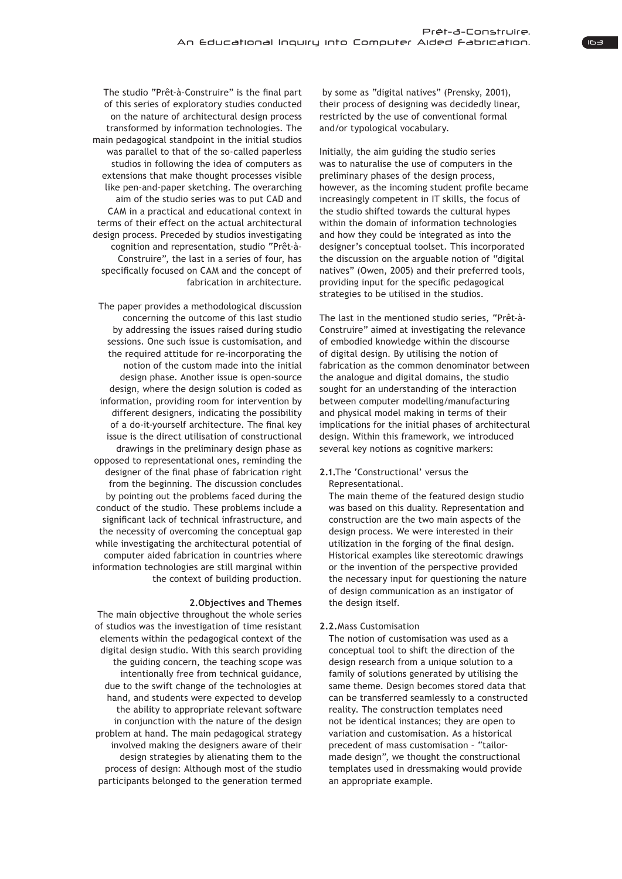The studio "Prêt-à-Construire" is the final part of this series of exploratory studies conducted on the nature of architectural design process transformed by information technologies. The main pedagogical standpoint in the initial studios was parallel to that of the so-called paperless studios in following the idea of computers as extensions that make thought processes visible like pen-and-paper sketching. The overarching aim of the studio series was to put CAD and CAM in a practical and educational context in terms of their effect on the actual architectural design process. Preceded by studios investigating cognition and representation, studio "Prêt-à-Construire", the last in a series of four, has specifically focused on CAM and the concept of fabrication in architecture.

The paper provides a methodological discussion concerning the outcome of this last studio by addressing the issues raised during studio sessions. One such issue is customisation, and the required attitude for re-incorporating the notion of the custom made into the initial design phase. Another issue is open-source design, where the design solution is coded as information, providing room for intervention by different designers, indicating the possibility of a do-it-yourself architecture. The final key issue is the direct utilisation of constructional drawings in the preliminary design phase as opposed to representational ones, reminding the designer of the final phase of fabrication right from the beginning. The discussion concludes by pointing out the problems faced during the conduct of the studio. These problems include a significant lack of technical infrastructure, and the necessity of overcoming the conceptual gap while investigating the architectural potential of computer aided fabrication in countries where information technologies are still marginal within the context of building production.

## 2. Objectives and Themes

The main objective throughout the whole series of studios was the investigation of time resistant elements within the pedagogical context of the digital design studio. With this search providing the guiding concern, the teaching scope was intentionally free from technical guidance, due to the swift change of the technologies at hand, and students were expected to develop the ability to appropriate relevant software in conjunction with the nature of the design problem at hand. The main pedagogical strategy involved making the designers aware of their design strategies by alienating them to the process of design: Although most of the studio participants belonged to the generation termed by some as "digital natives" (Prensky, 2001), their process of designing was decidedly linear, restricted by the use of conventional formal and/or typological vocabulary.

Initially, the aim guiding the studio series was to naturalise the use of computers in the preliminary phases of the design process, however, as the incoming student profile became increasingly competent in IT skills, the focus of the studio shifted towards the cultural hypes within the domain of information technologies and how they could be integrated as into the designer's conceptual toolset. This incorporated the discussion on the arguable notion of "digital natives" (Owen, 2005) and their preferred tools, providing input for the specific pedagogical strategies to be utilised in the studios.

The last in the mentioned studio series, "Prêt-à-Construire" aimed at investigating the relevance of embodied knowledge within the discourse of digital design. By utilising the notion of fabrication as the common denominator between the analogue and digital domains, the studio sought for an understanding of the interaction between computer modelling/manufacturing and physical model making in terms of their implications for the initial phases of architectural design. Within this framework, we introduced several key notions as cognitive markers:

**2.1.** The 'Constructional' versus the Representational.

The main theme of the featured design studio was based on this duality. Representation and construction are the two main aspects of the design process. We were interested in their utilization in the forging of the final design. Historical examples like stereotomic drawings or the invention of the perspective provided the necessary input for questioning the nature of design communication as an instigator of the design itself.

**2.2.** Mass Customisation

The notion of customisation was used as a conceptual tool to shift the direction of the design research from a unique solution to a family of solutions generated by utilising the same theme. Design becomes stored data that can be transferred seamlessly to a constructed reality. The construction templates need not be identical instances; they are open to variation and customisation. As a historical precedent of mass customisation – "tailor-made design", we thought the constructional templates used in dressmaking would provide an appropriate example.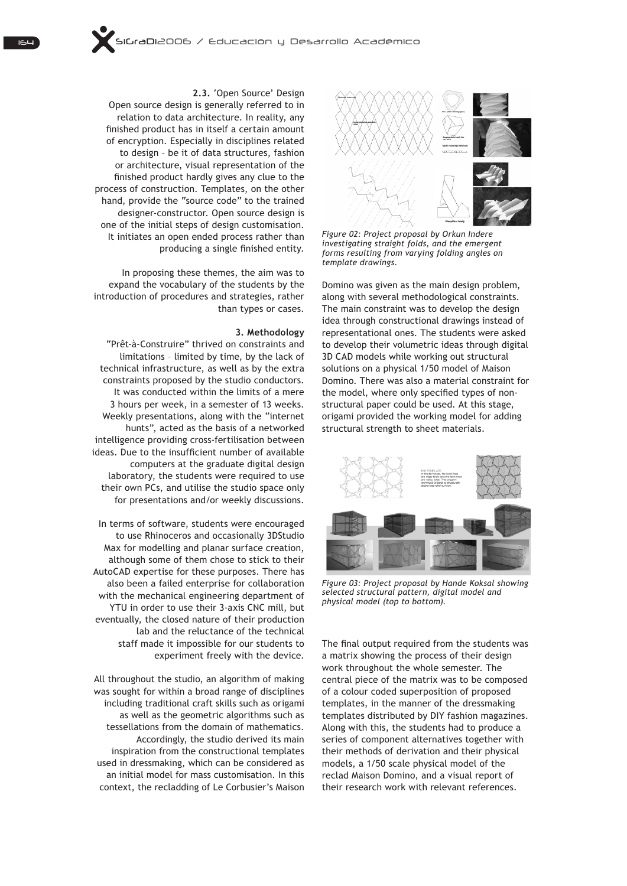**2.3.** 'Open Source' Design

Open source design is generally referred to in relation to data architecture. In reality, any finished product has in itself a certain amount of encryption. Especially in disciplines related to design – be it of data structures, fashion or architecture, visual representation of the finished product hardly gives any clue to the process of construction. Templates, on the other hand, provide the "source code" to the trained designer-constructor. Open source design is one of the initial steps of design customisation. It initiates an open ended process rather than producing a single finished entity.

In proposing these themes, the aim was to expand the vocabulary of the students by the introduction of procedures and strategies, rather than types or cases.

**3. Methodology**

"Prêt-à-Construire" thrived on constraints and limitations – limited by time, by the lack of technical infrastructure, as well as by the extra constraints proposed by the studio conductors. It was conducted within the limits of a mere 3 hours per week, in a semester of 13 weeks. Weekly presentations, along with the "internet hunts", acted as the basis of a networked intelligence providing cross-fertilisation between ideas. Due to the insufficient number of available computers at the graduate digital design laboratory, the students were required to use their own PCs, and utilise the studio space only for presentations and/or weekly discussions.

In terms of software, students were encouraged to use Rhinoceros and occasionally 3DStudio Max for modelling and planar surface creation, although some of them chose to stick to their AutoCAD expertise for these purposes. There has also been a failed enterprise for collaboration with the mechanical engineering department of YTU in order to use their 3-axis CNC mill, but eventually, the closed nature of their production lab and the reluctance of the technical staff made it impossible for our students to experiment freely with the device.

All throughout the studio, an algorithm of making was sought for within a broad range of disciplines including traditional craft skills such as origami as well as the geometric algorithms such as tessellations from the domain of mathematics. Accordingly, the studio derived its main inspiration from the constructional templates used in dressmaking, which can be considered as an initial model for mass customisation. In this context, the recladding of Le Corbusier's Maison Domino was given as the main design problem, along with several methodological constraints. The main constraint was to develop the design idea through constructional drawings instead of representational ones. The students were asked to develop their volumetric ideas through digital 3D CAD models while working out structural solutions on a physical 1/50 model of Maison Domino. There was also a material constraint for the model, where only specified types of non-structural paper could be used. At this stage, origami provided the working model for adding structural strength to sheet materials.

*Figure 02: Project proposal by Orkun Indere investigating straight folds, and the emergent forms resulting from varying folding angles on template drawings.*

*Figure 03: Project proposal by Hande Koksal showing selected structural pattern, digital model and physical model (top to bottom).*

The final output required from the students was a matrix showing the process of their design work throughout the whole semester. The central piece of the matrix was to be composed of a colour coded superposition of proposed templates, in the manner of the dressmaking templates distributed by DIY fashion magazines. Along with this, the students had to produce a series of component alternatives together with their methods of derivation and their physical models, a 1/50 scale physical model of the reclad Maison Domino, and a visual report of their research work with relevant references.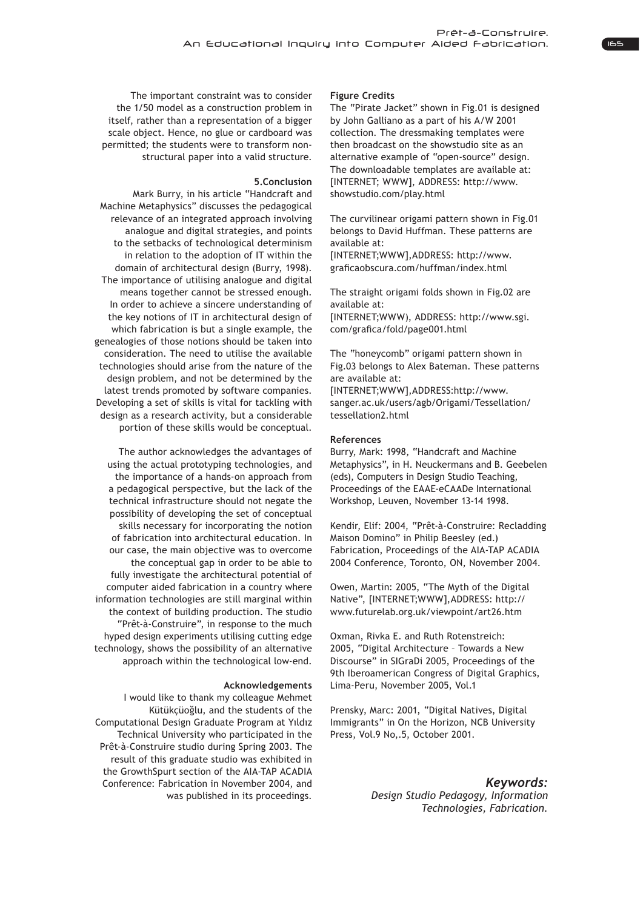The important constraint was to consider the 1/50 model as a construction problem in itself, rather than a representation of a bigger scale object. Hence, no glue or cardboard was permitted; the students were to transform non-structural paper into a valid structure.

### 5.Conclusion

Mark Burry, in his article "Handcraft and Machine Metaphysics" discusses the pedagogical relevance of an integrated approach involving analogue and digital strategies, and points to the setbacks of technological determinism in relation to the adoption of IT within the domain of architectural design (Burry, 1998). The importance of utilising analogue and digital means together cannot be stressed enough. In order to achieve a sincere understanding of the key notions of IT in architectural design of which fabrication is but a single example, the genealogies of those notions should be taken into consideration. The need to utilise the available technologies should arise from the nature of the design problem, and not be determined by the latest trends promoted by software companies. Developing a set of skills is vital for tackling with design as a research activity, but a considerable portion of these skills would be conceptual.

The author acknowledges the advantages of using the actual prototyping technologies, and the importance of a hands-on approach from a pedagogical perspective, but the lack of the technical infrastructure should not negate the possibility of developing the set of conceptual skills necessary for incorporating the notion of fabrication into architectural education. In our case, the main objective was to overcome the conceptual gap in order to be able to fully investigate the architectural potential of computer aided fabrication in a country where information technologies are still marginal within the context of building production. The studio "Prêt-à-Construire", in response to the much hyped design experiments utilising cutting edge technology, shows the possibility of an alternative approach within the technological low-end.

### Acknowledgements

I would like to thank my colleague Mehmet Kütükçüoğlu, and the students of the Computational Design Graduate Program at Yıldız Technical University who participated in the Prêt-à-Construire studio during Spring 2003. The result of this graduate studio was exhibited in the GrowthSpurt section of the AIA-TAP ACADIA Conference: Fabrication in November 2004, and was published in its proceedings.

### Figure Credits

The "Pirate Jacket" shown in Fig.01 is designed by John Galliano as a part of his A/W 2001 collection. The dressmaking templates were then broadcast on the showstudio site as an alternative example of "open-source" design. The downloadable templates are available at: [INTERNET; WWW], ADDRESS: http://www.showstudio.com/play.html

The curvilinear origami pattern shown in Fig.01 belongs to David Huffman. These patterns are available at: [INTERNET;WWW],ADDRESS: http://www.graficaobscura.com/huffman/index.html

The straight origami folds shown in Fig.02 are available at: [INTERNET;WWW), ADDRESS: http://www.sgi.com/grafica/fold/page001.html

The "honeycomb" origami pattern shown in Fig.03 belongs to Alex Bateman. These patterns are available at: [INTERNET;WWW],ADDRESS:http://www.sanger.ac.uk/users/agb/Origami/Tessellation/tessellation2.html

### References

Burry, Mark: 1998, "Handcraft and Machine Metaphysics", in H. Neuckermans and B. Geebelen (eds), Computers in Design Studio Teaching, Proceedings of the EAAE-eCAADe International Workshop, Leuven, November 13-14 1998.

Kendir, Elif: 2004, "Prêt-à-Construire: Recladding Maison Domino" in Philip Beesley (ed.) Fabrication, Proceedings of the AIA-TAP ACADIA 2004 Conference, Toronto, ON, November 2004.

Owen, Martin: 2005, "The Myth of the Digital Native", [INTERNET;WWW],ADDRESS: http://www.futurelab.org.uk/viewpoint/art26.htm

Oxman, Rivka E. and Ruth Rotenstreich: 2005, "Digital Architecture – Towards a New Discourse" in SIGraDi 2005, Proceedings of the 9th Iberoamerican Congress of Digital Graphics, Lima-Peru, November 2005, Vol.1

Prensky, Marc: 2001, "Digital Natives, Digital Immigrants" in On the Horizon, NCB University Press, Vol.9 No,.5, October 2001.

***Keywords:***
*Design Studio Pedagogy, Information Technologies, Fabrication.*